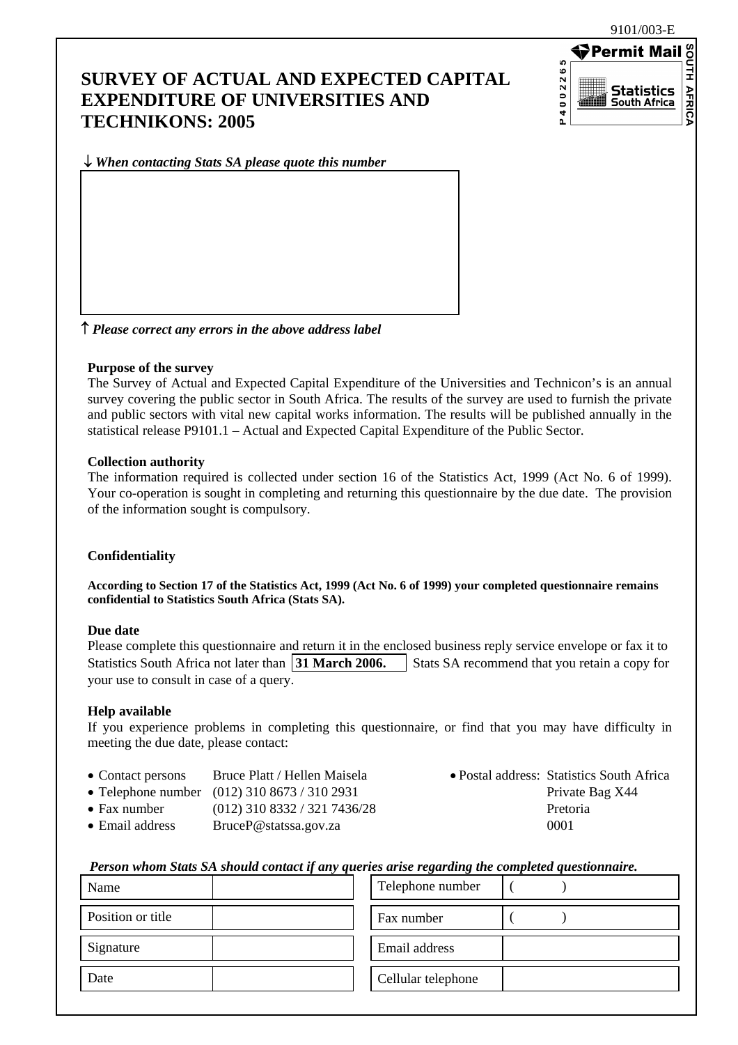9101/003-E

Permit Mail

P 4 0 0 2 2 6 5

Statistics South Africa

SOUTH AFRICA

# SURVEY OF ACTUAL AND EXPECTED CAPITAL EXPENDITURE OF UNIVERSITIES AND TECHNIKONS: 2005

↓ *When contacting Stats SA please quote this number*

↑ *Please correct any errors in the above address label*

**Purpose of the survey**

The Survey of Actual and Expected Capital Expenditure of the Universities and Technicon's is an annual survey covering the public sector in South Africa. The results of the survey are used to furnish the private and public sectors with vital new capital works information. The results will be published annually in the statistical release P9101.1 – Actual and Expected Capital Expenditure of the Public Sector.

**Collection authority**

The information required is collected under section 16 of the Statistics Act, 1999 (Act No. 6 of 1999). Your co-operation is sought in completing and returning this questionnaire by the due date. The provision of the information sought is compulsory.

**Confidentiality**

**According to Section 17 of the Statistics Act, 1999 (Act No. 6 of 1999) your completed questionnaire remains confidential to Statistics South Africa (Stats SA).**

**Due date**

Please complete this questionnaire and return it in the enclosed business reply service envelope or fax it to Statistics South Africa not later than **31 March 2006.** Stats SA recommend that you retain a copy for your use to consult in case of a query.

**Help available**

If you experience problems in completing this questionnaire, or find that you may have difficulty in meeting the due date, please contact:

- Contact persons Bruce Platt / Hellen Maisela
- Telephone number (012) 310 8673 / 310 2931
- Fax number (012) 310 8332 / 321 7436/28
- Email address BruceP@statssa.gov.za
- Postal address: Statistics South Africa, Private Bag X44, Pretoria, 0001

***Person whom Stats SA should contact if any queries arise regarding the completed questionnaire.***

| Name | | Telephone number | ( ) |
|---|---|---|---|
| Position or title | | Fax number | ( ) |
| Signature | | Email address | |
| Date | | Cellular telephone | |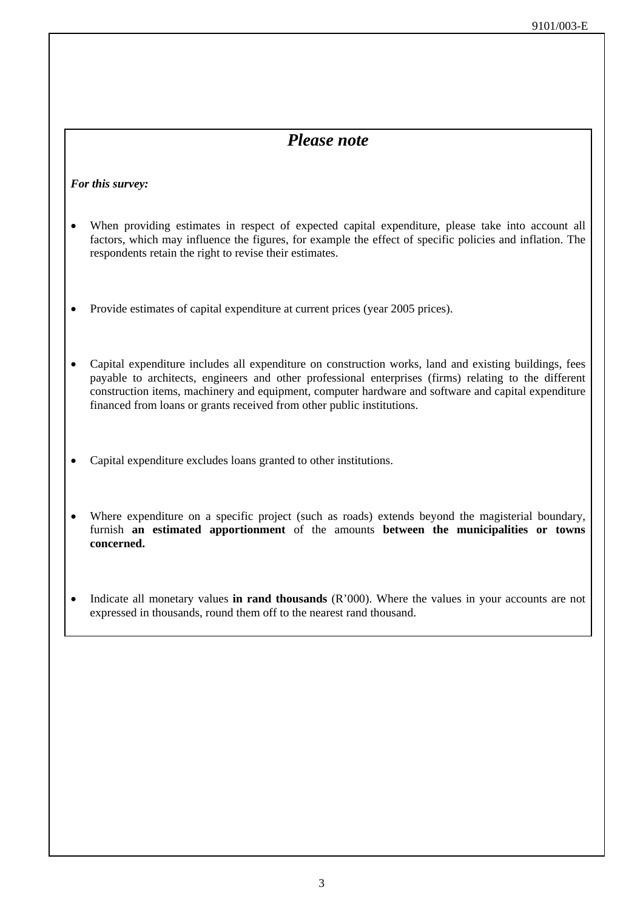## *Please note*

***For this survey:***

- When providing estimates in respect of expected capital expenditure, please take into account all factors, which may influence the figures, for example the effect of specific policies and inflation. The respondents retain the right to revise their estimates.

- Provide estimates of capital expenditure at current prices (year 2005 prices).

- Capital expenditure includes all expenditure on construction works, land and existing buildings, fees payable to architects, engineers and other professional enterprises (firms) relating to the different construction items, machinery and equipment, computer hardware and software and capital expenditure financed from loans or grants received from other public institutions.

- Capital expenditure excludes loans granted to other institutions.

- Where expenditure on a specific project (such as roads) extends beyond the magisterial boundary, furnish **an estimated apportionment** of the amounts **between the municipalities or towns concerned.**

- Indicate all monetary values **in rand thousands** (R'000). Where the values in your accounts are not expressed in thousands, round them off to the nearest rand thousand.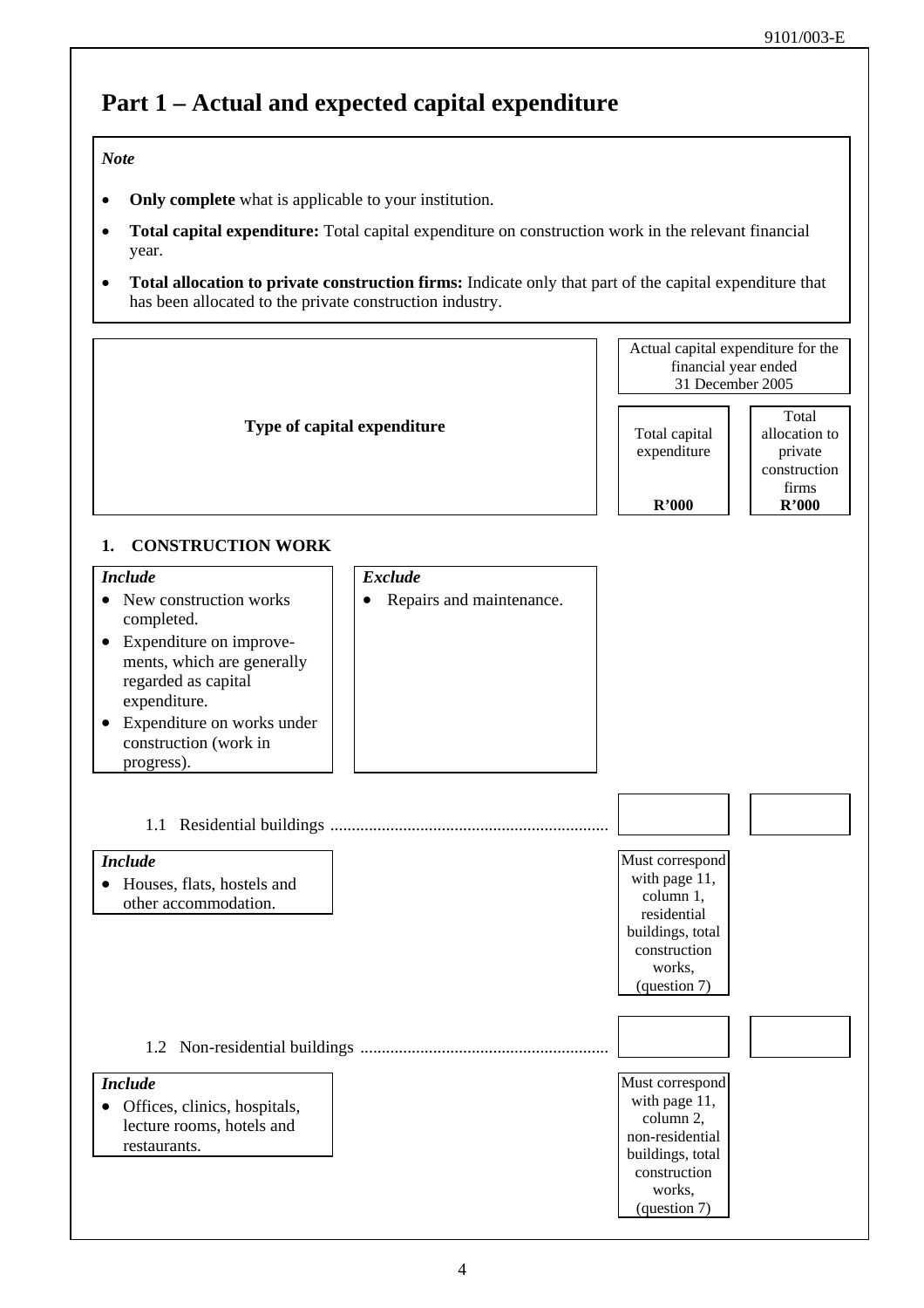# Part 1 – Actual and expected capital expenditure

*Note*

- **Only complete** what is applicable to your institution.
- **Total capital expenditure:** Total capital expenditure on construction work in the relevant financial year.
- **Total allocation to private construction firms:** Indicate only that part of the capital expenditure that has been allocated to the private construction industry.

| Type of capital expenditure | Actual capital expenditure for the financial year ended 31 December 2005 | |
|---|---|---|
| | Total capital expenditure<br>**R'000** | Total allocation to private construction firms<br>**R'000** |
| **1. CONSTRUCTION WORK** | | |
| 1.1 Residential buildings | | |
| | Must correspond with page 11, column 1, residential buildings, total construction works, (question 7) | |
| 1.2 Non-residential buildings | | |
| | Must correspond with page 11, column 2, non-residential buildings, total construction works, (question 7) | |

**1. CONSTRUCTION WORK**

*Include*
- New construction works completed.
- Expenditure on improvements, which are generally regarded as capital expenditure.
- Expenditure on works under construction (work in progress).

*Exclude*
- Repairs and maintenance.

1.1 Residential buildings

*Include*
- Houses, flats, hostels and other accommodation.

1.2 Non-residential buildings

*Include*
- Offices, clinics, hospitals, lecture rooms, hotels and restaurants.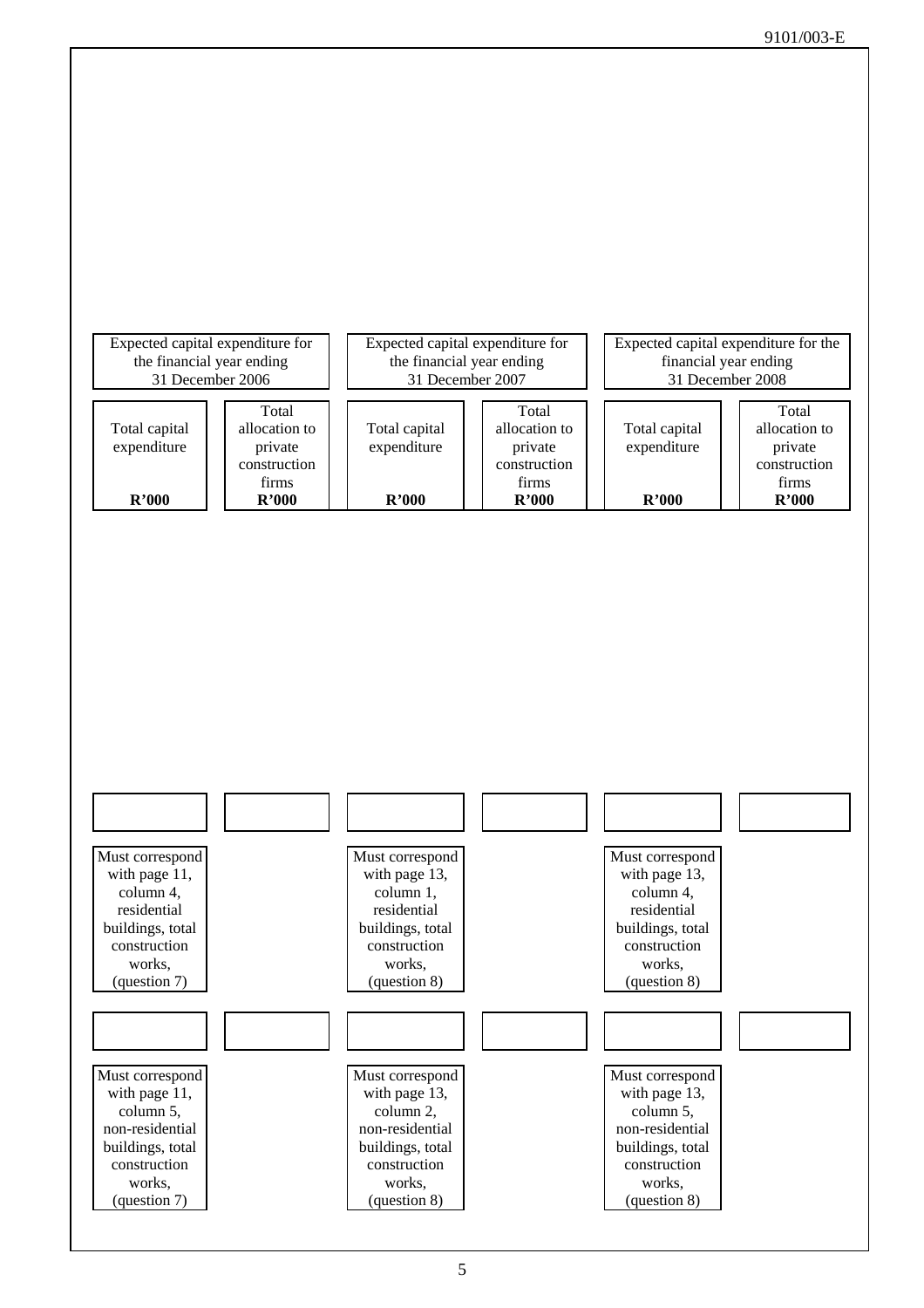| Expected capital expenditure for the financial year ending 31 December 2006 | | Expected capital expenditure for the financial year ending 31 December 2007 | | Expected capital expenditure for the financial year ending 31 December 2008 | |
|---|---|---|---|---|---|
| Total capital expenditure **R'000** | Total allocation to private construction firms **R'000** | Total capital expenditure **R'000** | Total allocation to private construction firms **R'000** | Total capital expenditure **R'000** | Total allocation to private construction firms **R'000** |
| | | | | | |
| Must correspond with page 11, column 4, residential buildings, total construction works, (question 7) | | Must correspond with page 13, column 1, residential buildings, total construction works, (question 8) | | Must correspond with page 13, column 4, residential buildings, total construction works, (question 8) | |
| | | | | | |
| Must correspond with page 11, column 5, non-residential buildings, total construction works, (question 7) | | Must correspond with page 13, column 2, non-residential buildings, total construction works, (question 8) | | Must correspond with page 13, column 5, non-residential buildings, total construction works, (question 8) | |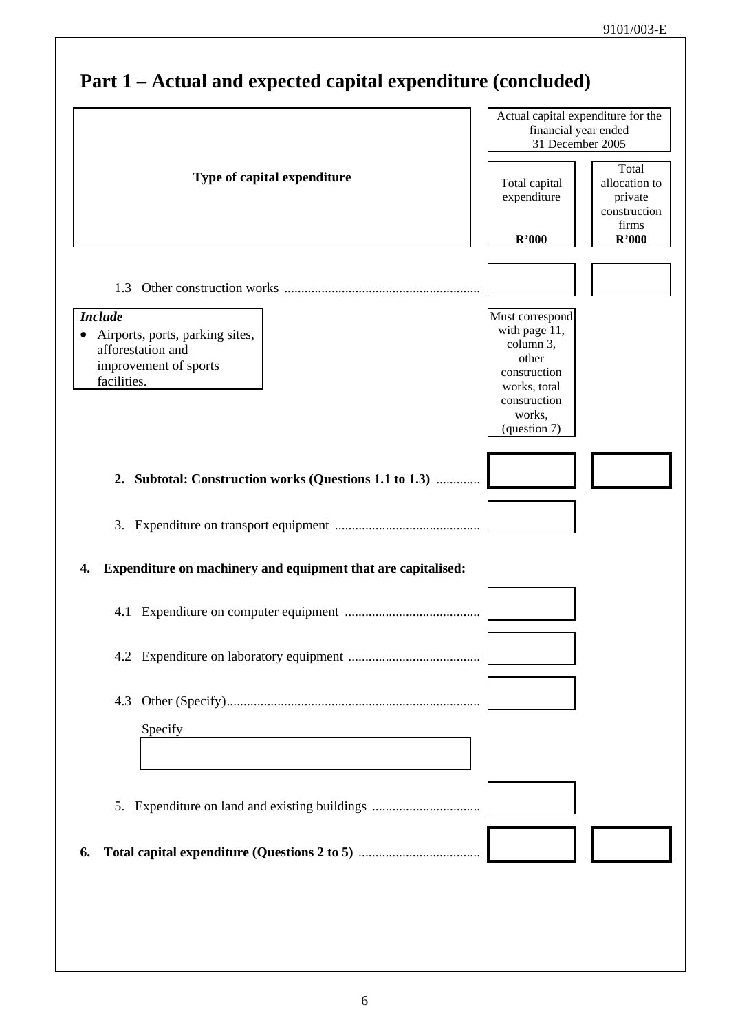## Part 1 – Actual and expected capital expenditure (concluded)

| Type of capital expenditure | Actual capital expenditure for the financial year ended 31 December 2005 | |
|---|---|---|
| | Total capital expenditure R'000 | Total allocation to private construction firms R'000 |
| 1.3 Other construction works | | |
| | Must correspond with page 11, column 3, other construction works, total construction works, (question 7) | |
| **2. Subtotal: Construction works (Questions 1.1 to 1.3)** | | |
| 3. Expenditure on transport equipment | | |
| **4. Expenditure on machinery and equipment that are capitalised:** | | |
| 4.1 Expenditure on computer equipment | | |
| 4.2 Expenditure on laboratory equipment | | |
| 4.3 Other (Specify) | | |
| 5. Expenditure on land and existing buildings | | |
| **6. Total capital expenditure (Questions 2 to 5)** | | |

***Include***
- Airports, ports, parking sites, afforestation and improvement of sports facilities.

Specify

______________________________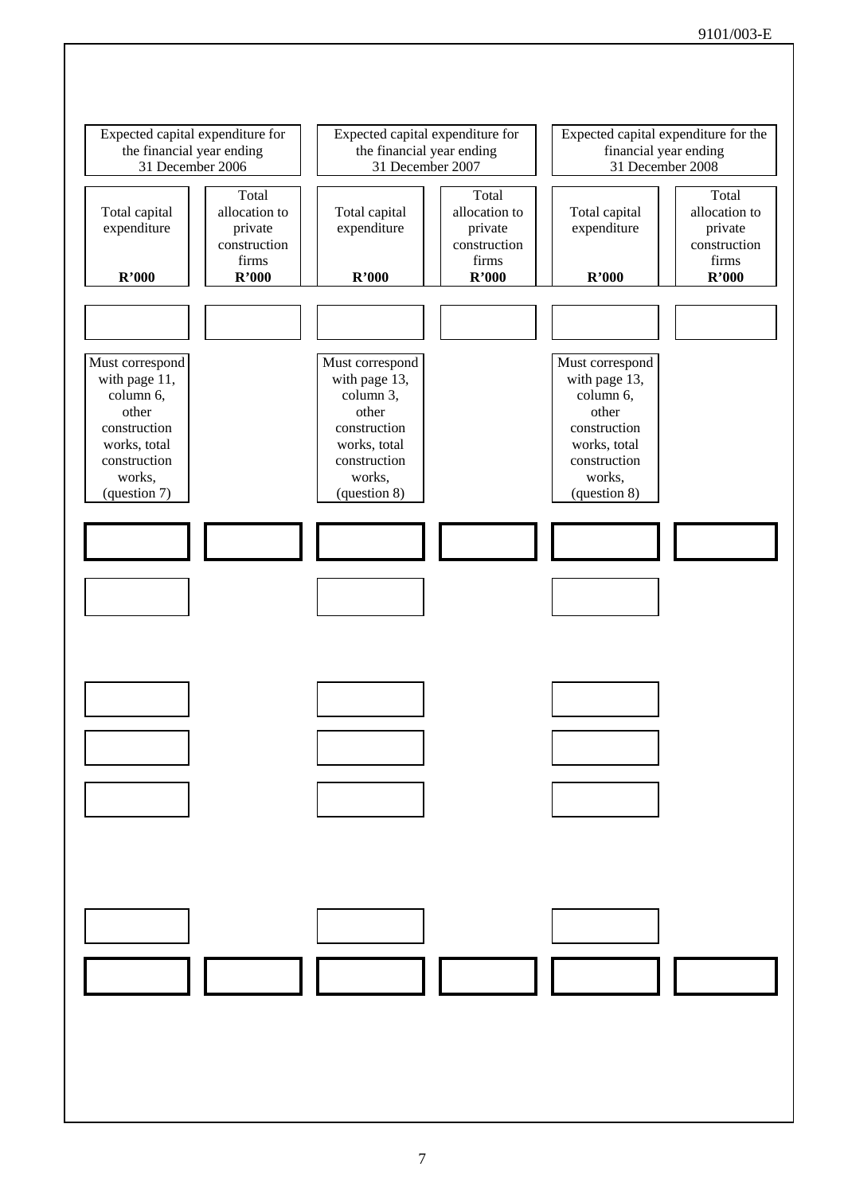| Expected capital expenditure for the financial year ending 31 December 2006 | | Expected capital expenditure for the financial year ending 31 December 2007 | | Expected capital expenditure for the financial year ending 31 December 2008 | |
|---|---|---|---|---|---|
| Total capital expenditure **R'000** | Total allocation to private construction firms **R'000** | Total capital expenditure **R'000** | Total allocation to private construction firms **R'000** | Total capital expenditure **R'000** | Total allocation to private construction firms **R'000** |
| | | | | | |
| Must correspond with page 11, column 6, other construction works, total construction works, (question 7) | | Must correspond with page 13, column 3, other construction works, total construction works, (question 8) | | Must correspond with page 13, column 6, other construction works, total construction works, (question 8) | |
| | | | | | |
| | | | | | |
| | | | | | |
| | | | | | |
| | | | | | |
| | | | | | |
| | | | | | |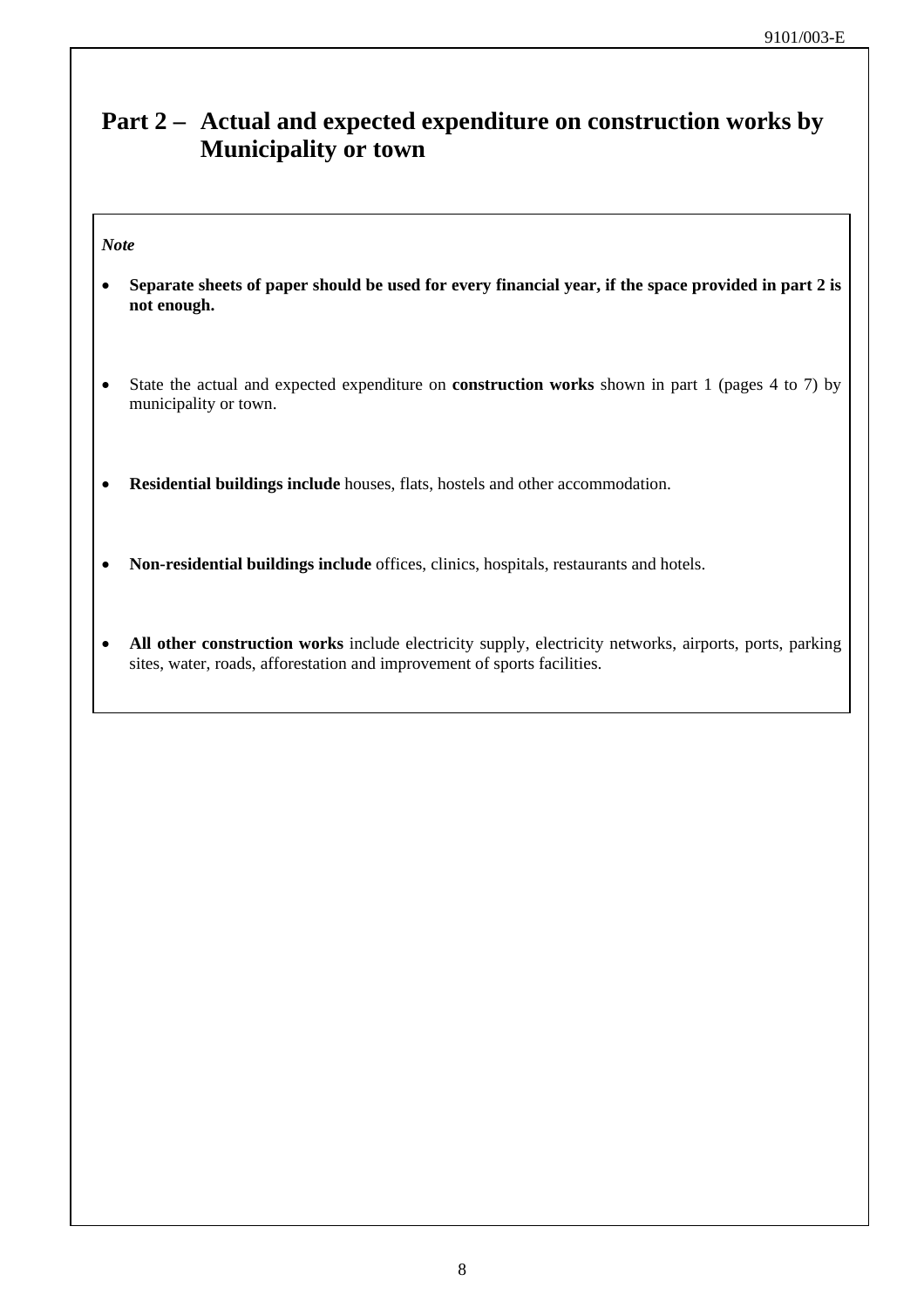## Part 2 – Actual and expected expenditure on construction works by Municipality or town

*Note*

- **Separate sheets of paper should be used for every financial year, if the space provided in part 2 is not enough.**
- State the actual and expected expenditure on **construction works** shown in part 1 (pages 4 to 7) by municipality or town.
- **Residential buildings include** houses, flats, hostels and other accommodation.
- **Non-residential buildings include** offices, clinics, hospitals, restaurants and hotels.
- **All other construction works** include electricity supply, electricity networks, airports, ports, parking sites, water, roads, afforestation and improvement of sports facilities.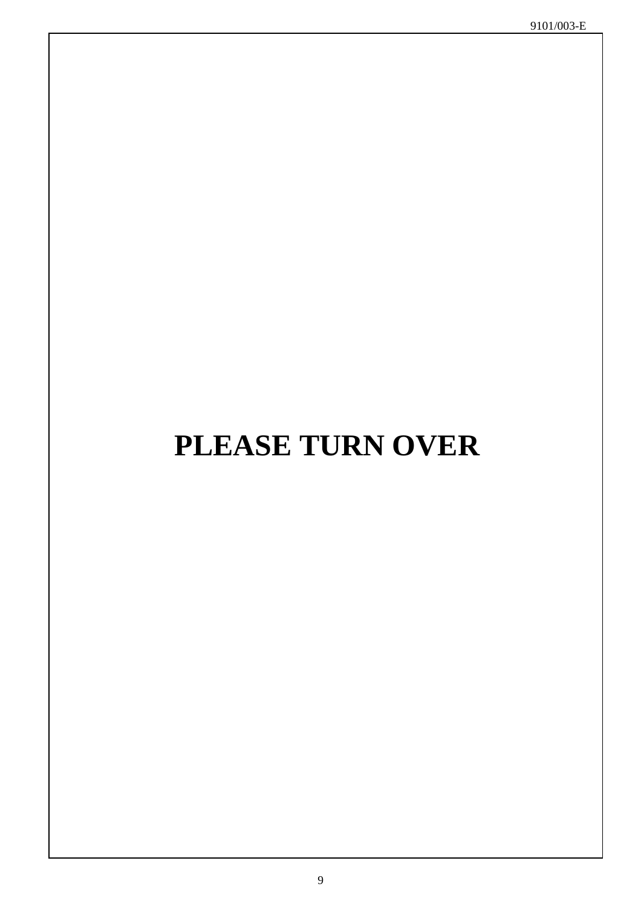**PLEASE TURN OVER**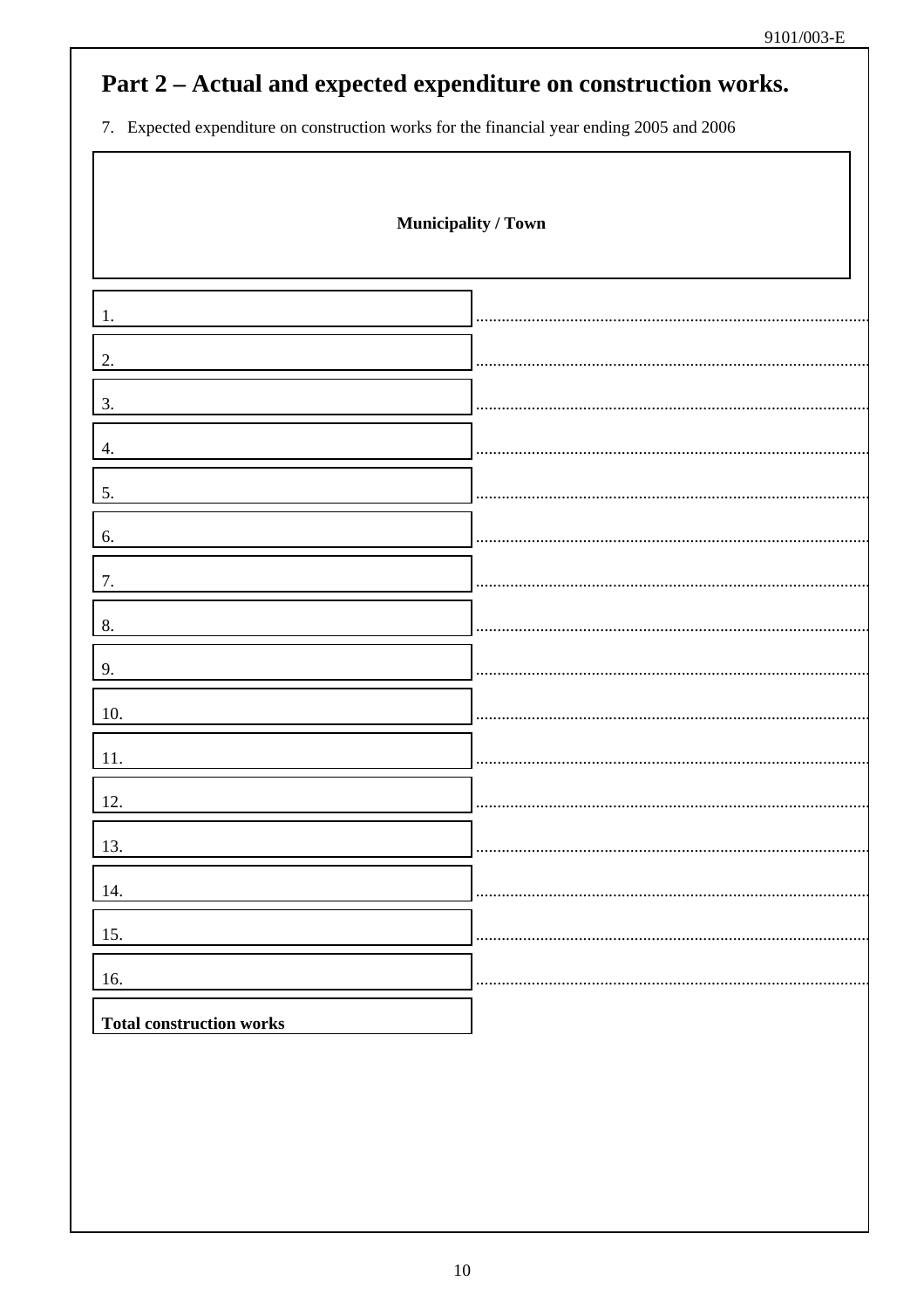# Part 2 – Actual and expected expenditure on construction works.

7. Expected expenditure on construction works for the financial year ending 2005 and 2006

| Municipality / Town | |
|---|---|
| 1. | ........................................ |
| 2. | ........................................ |
| 3. | ........................................ |
| 4. | ........................................ |
| 5. | ........................................ |
| 6. | ........................................ |
| 7. | ........................................ |
| 8. | ........................................ |
| 9. | ........................................ |
| 10. | ........................................ |
| 11. | ........................................ |
| 12. | ........................................ |
| 13. | ........................................ |
| 14. | ........................................ |
| 15. | ........................................ |
| 16. | ........................................ |
| **Total construction works** | |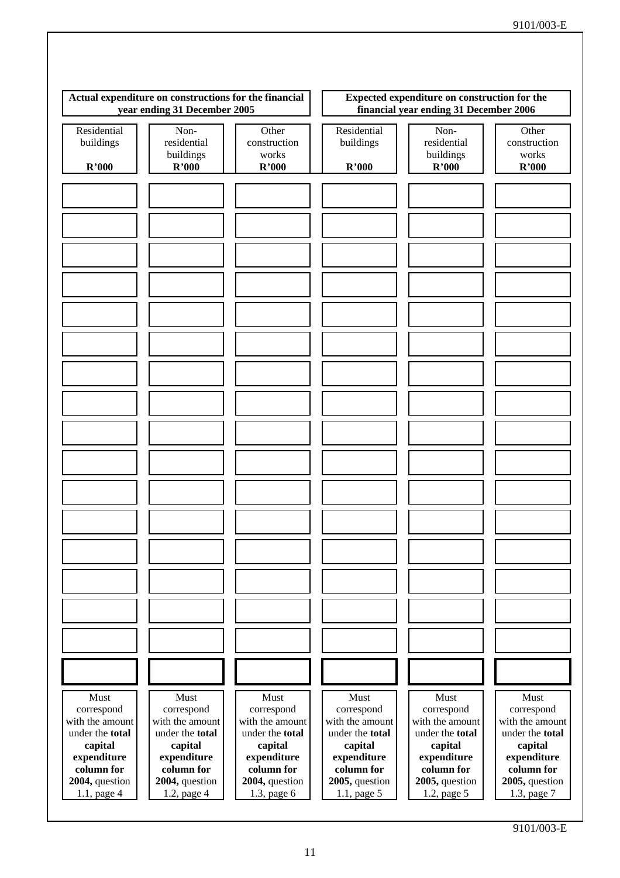| Actual expenditure on constructions for the financial year ending 31 December 2005 | | | Expected expenditure on construction for the financial year ending 31 December 2006 | | |
|---|---|---|---|---|---|
| Residential buildings **R'000** | Non-residential buildings **R'000** | Other construction works **R'000** | Residential buildings **R'000** | Non-residential buildings **R'000** | Other construction works **R'000** |
| | | | | | |
| | | | | | |
| | | | | | |
| | | | | | |
| | | | | | |
| | | | | | |
| | | | | | |
| | | | | | |
| | | | | | |
| | | | | | |
| | | | | | |
| | | | | | |
| | | | | | |
| | | | | | |
| | | | | | |
| | | | | | |
| | | | | | |
| Must correspond with the amount under the **total capital expenditure column for 2004,** question 1.1, page 4 | Must correspond with the amount under the **total capital expenditure column for 2004,** question 1.2, page 4 | Must correspond with the amount under the **total capital expenditure column for 2004,** question 1.3, page 6 | Must correspond with the amount under the **total capital expenditure column for 2005,** question 1.1, page 5 | Must correspond with the amount under the **total capital expenditure column for 2005,** question 1.2, page 5 | Must correspond with the amount under the **total capital expenditure column for 2005,** question 1.3, page 7 |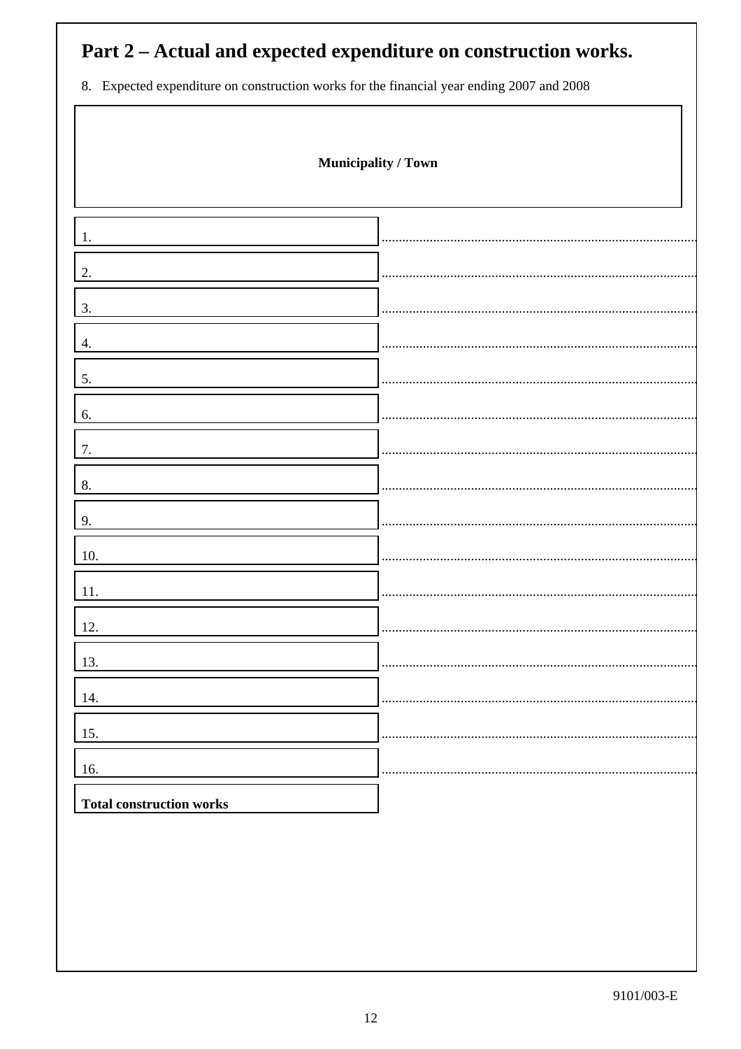# Part 2 – Actual and expected expenditure on construction works.

8. Expected expenditure on construction works for the financial year ending 2007 and 2008

| Municipality / Town | |
|---|---|
| 1. | ........................................ |
| 2. | ........................................ |
| 3. | ........................................ |
| 4. | ........................................ |
| 5. | ........................................ |
| 6. | ........................................ |
| 7. | ........................................ |
| 8. | ........................................ |
| 9. | ........................................ |
| 10. | ........................................ |
| 11. | ........................................ |
| 12. | ........................................ |
| 13. | ........................................ |
| 14. | ........................................ |
| 15. | ........................................ |
| 16. | ........................................ |
| **Total construction works** | |

9101/003-E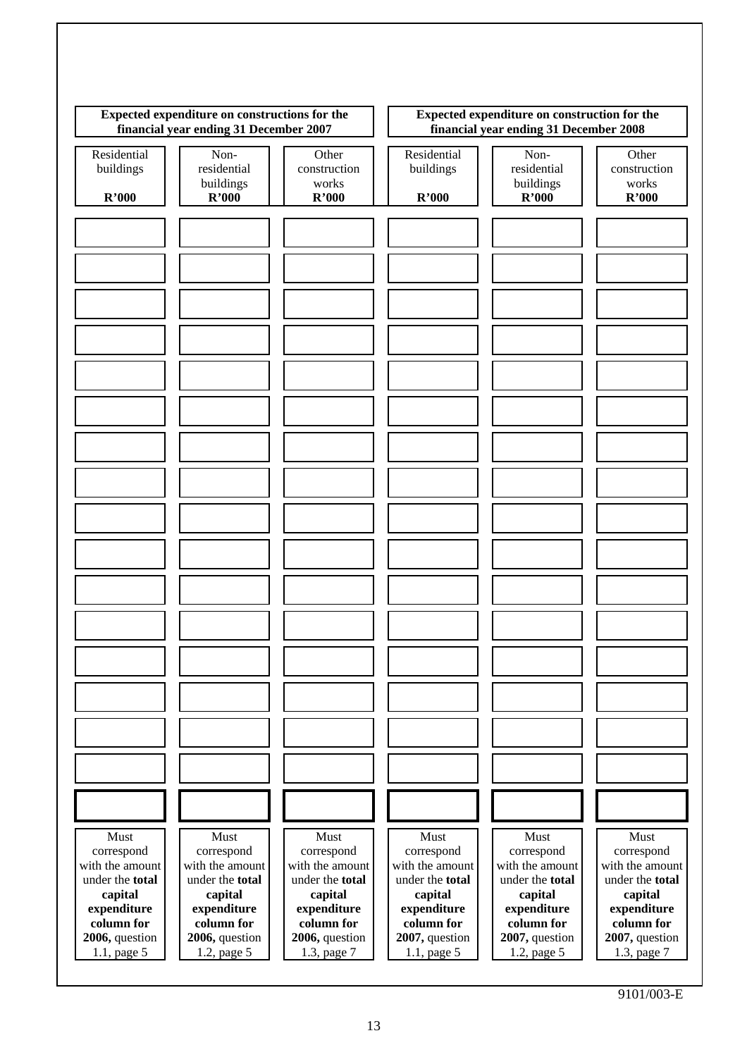| Expected expenditure on constructions for the financial year ending 31 December 2007 | | | Expected expenditure on construction for the financial year ending 31 December 2008 | | |
|---|---|---|---|---|---|
| Residential buildings **R'000** | Non-residential buildings **R'000** | Other construction works **R'000** | Residential buildings **R'000** | Non-residential buildings **R'000** | Other construction works **R'000** |
| | | | | | |
| | | | | | |
| | | | | | |
| | | | | | |
| | | | | | |
| | | | | | |
| | | | | | |
| | | | | | |
| | | | | | |
| | | | | | |
| | | | | | |
| | | | | | |
| | | | | | |
| | | | | | |
| | | | | | |
| | | | | | |
| | | | | | |
| Must correspond with the amount under the **total capital expenditure column for 2006,** question 1.1, page 5 | Must correspond with the amount under the **total capital expenditure column for 2006,** question 1.2, page 5 | Must correspond with the amount under the **total capital expenditure column for 2006,** question 1.3, page 7 | Must correspond with the amount under the **total capital expenditure column for 2007,** question 1.1, page 5 | Must correspond with the amount under the **total capital expenditure column for 2007,** question 1.2, page 5 | Must correspond with the amount under the **total capital expenditure column for 2007,** question 1.3, page 7 |

9101/003-E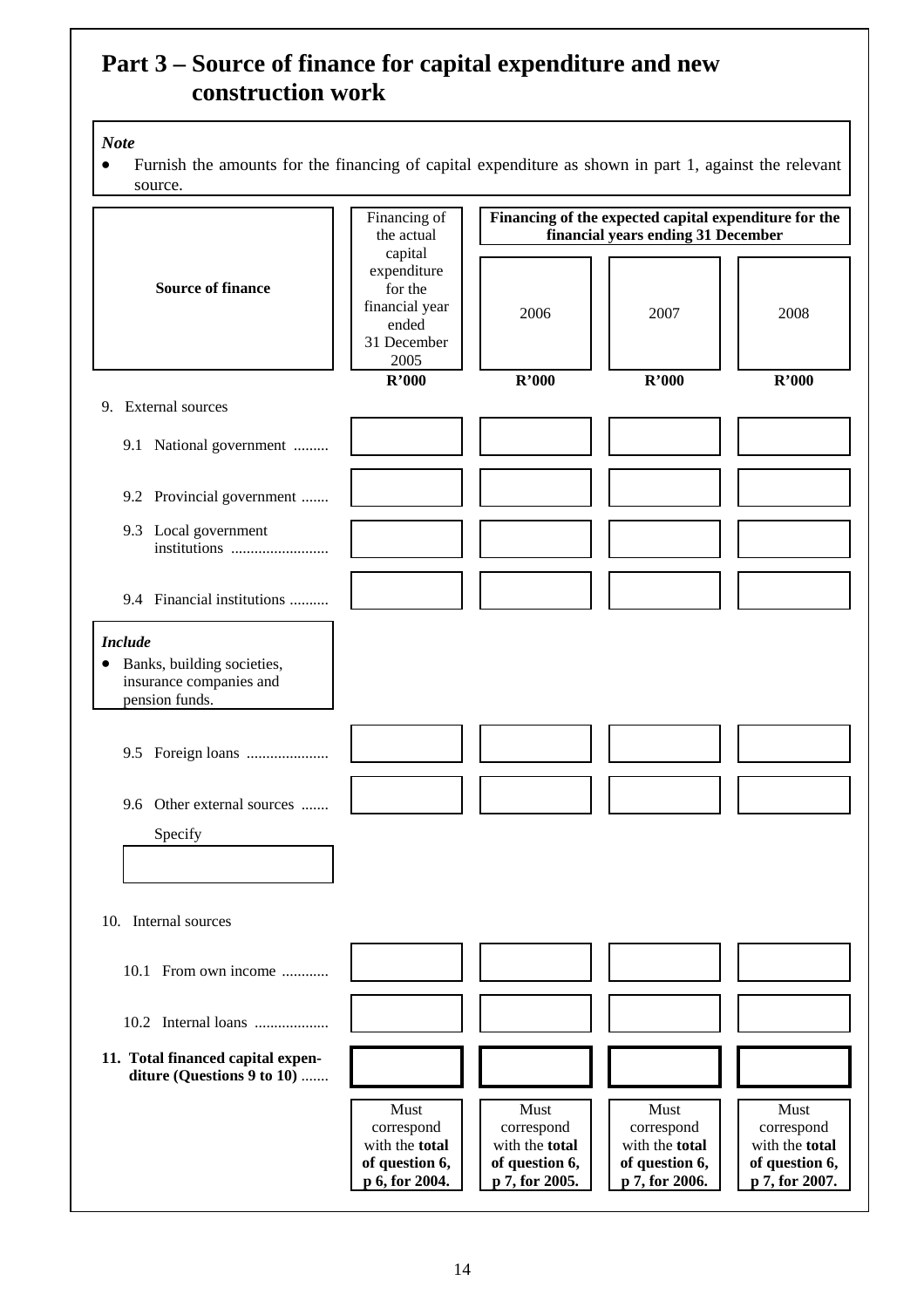# Part 3 – Source of finance for capital expenditure and new construction work

> ***Note***
> - Furnish the amounts for the financing of capital expenditure as shown in part 1, against the relevant source.

| Source of finance | Financing of the actual capital expenditure for the financial year ended 31 December 2005 | Financing of the expected capital expenditure for the financial years ending 31 December | | |
|---|---|---|---|---|
| | | 2006 | 2007 | 2008 |
| | R'000 | R'000 | R'000 | R'000 |
| 9. External sources | | | | |
| 9.1 National government ......... | | | | |
| 9.2 Provincial government ....... | | | | |
| 9.3 Local government institutions ......................... | | | | |
| 9.4 Financial institutions .......... | | | | |
| ***Include*** • Banks, building societies, insurance companies and pension funds. | | | | |
| 9.5 Foreign loans ..................... | | | | |
| 9.6 Other external sources ....... Specify | | | | |
| 10. Internal sources | | | | |
| 10.1 From own income ............ | | | | |
| 10.2 Internal loans ................... | | | | |
| **11. Total financed capital expenditure (Questions 9 to 10)** ....... | | | | |
| | Must correspond with the **total of question 6, p 6, for 2004.** | Must correspond with the **total of question 6, p 7, for 2005.** | Must correspond with the **total of question 6, p 7, for 2006.** | Must correspond with the **total of question 6, p 7, for 2007.** |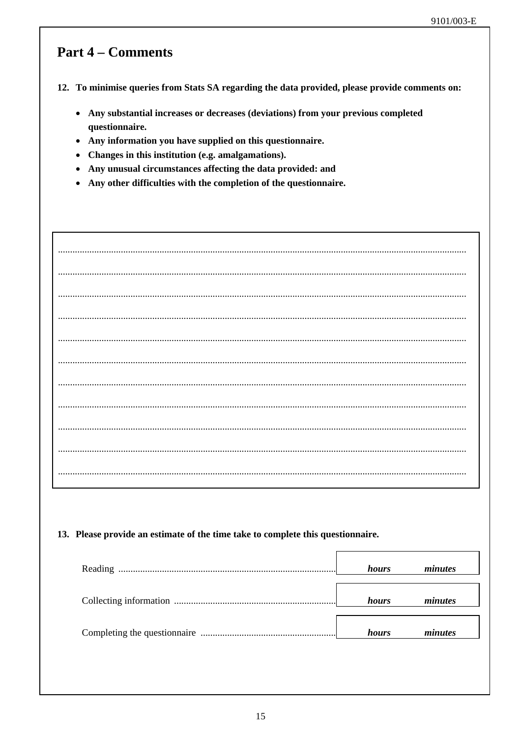## Part 4 – Comments

**12. To minimise queries from Stats SA regarding the data provided, please provide comments on:**

- **Any substantial increases or decreases (deviations) from your previous completed questionnaire.**
- **Any information you have supplied on this questionnaire.**
- **Changes in this institution (e.g. amalgamations).**
- **Any unusual circumstances affecting the data provided: and**
- **Any other difficulties with the completion of the questionnaire.**

....................................................................................................................................................................

....................................................................................................................................................................

....................................................................................................................................................................

....................................................................................................................................................................

....................................................................................................................................................................

....................................................................................................................................................................

....................................................................................................................................................................

....................................................................................................................................................................

....................................................................................................................................................................

....................................................................................................................................................................

....................................................................................................................................................................

**13. Please provide an estimate of the time take to complete this questionnaire.**

| | | |
|---|---|---|
| Reading ........................................................................................... | ***hours*** | ***minutes*** |
| Collecting information .................................................................... | ***hours*** | ***minutes*** |
| Completing the questionnaire ......................................................... | ***hours*** | ***minutes*** |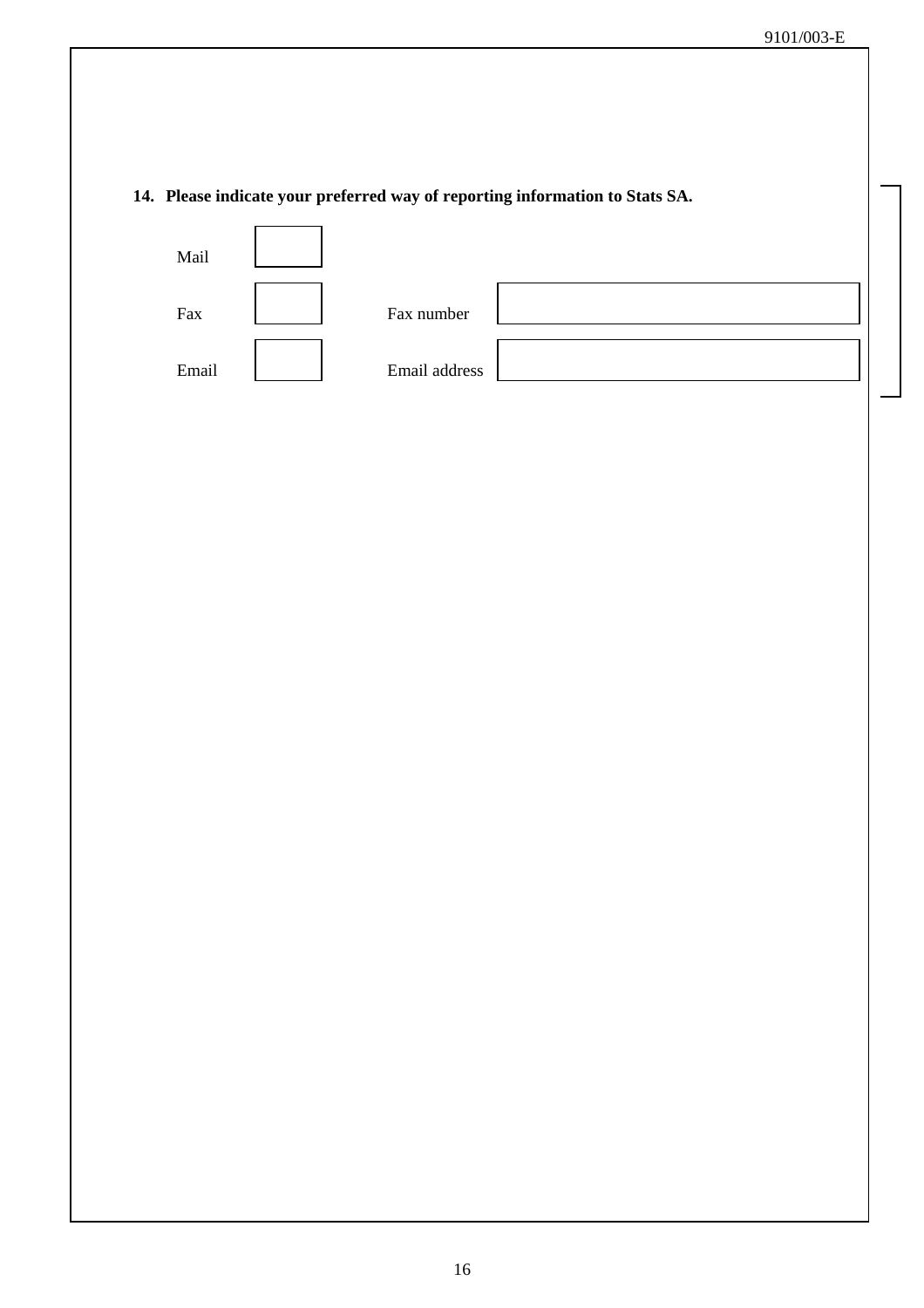**14. Please indicate your preferred way of reporting information to Stats SA.**

| | | | |
|---|---|---|---|
| Mail | ☐ | | |
| Fax | ☐ | Fax number | |
| Email | ☐ | Email address | |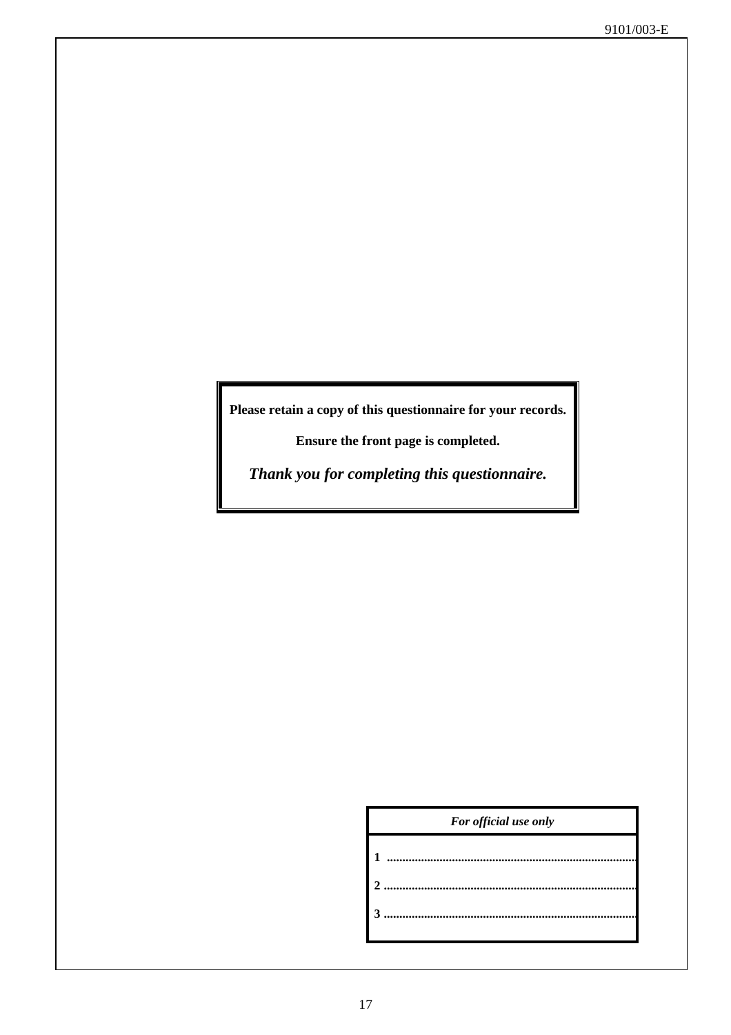**Please retain a copy of this questionnaire for your records.**

**Ensure the front page is completed.**

***Thank you for completing this questionnaire.***

| ***For official use only*** |
|---|
| **1 ..............................................................................** |
| **2 ..............................................................................** |
| **3 ..............................................................................** |